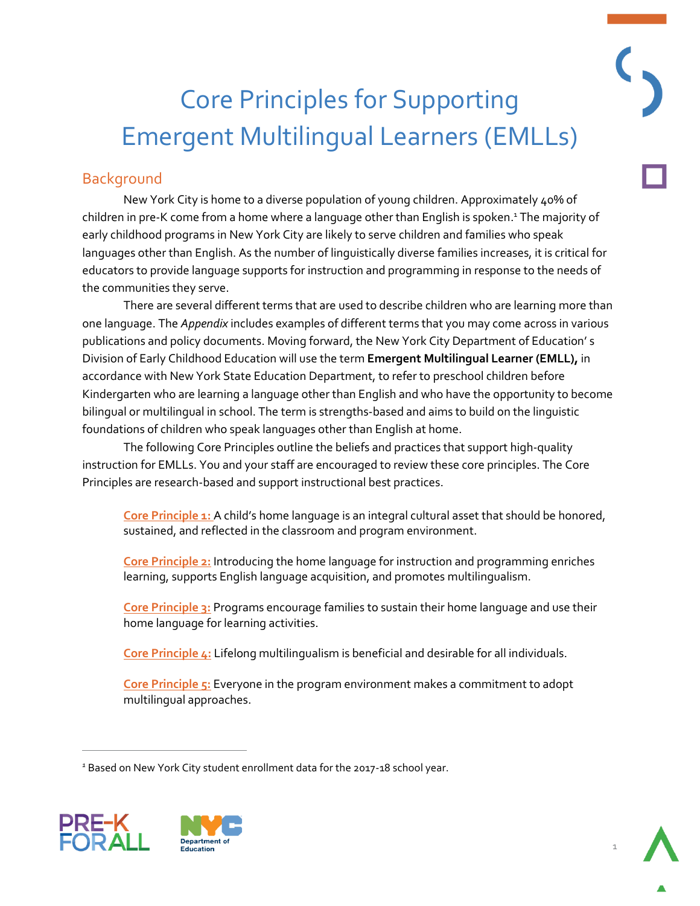# Core Principles for Supporting Emergent Multilingual Learners (EMLLs)

## Background

New York City is home to a diverse population of young children. Approximately 40% of children in pre-K come from a home where a language other than English is spoken.[1] The majority of early childhood programs in New York City are likely to serve children and families who speak languages other than English. As the number of linguistically diverse families increases, it is critical for educators to provide language supports for instruction and programming in response to the needs of the communities they serve.

There are several different terms that are used to describe children who are learning more than one language. The *Appendix* includes examples of different terms that you may come across in various publications and policy documents. Moving forward, the New York City Department of Education' s Division of Early Childhood Education will use the term **Emergent Multilingual Learner (EMLL),** in accordance with New York State Education Department, to refer to preschool children before Kindergarten who are learning a language other than English and who have the opportunity to become bilingual or multilingual in school. The term is strengths-based and aims to build on the linguistic foundations of children who speak languages other than English at home.

The following Core Principles outline the beliefs and practices that support high-quality instruction for EMLLs. You and your staff are encouraged to review these core principles. The Core Principles are research-based and support instructional best practices.

**Core Principle 1:** A child's home language is an integral cultural asset that should be honored, sustained, and reflected in the classroom and program environment.

**Core Principle 2:** Introducing the home language for instruction and programming enriches learning, supports English language acquisition, and promotes multilingualism.

**Core Principle 3:** Programs encourage families to sustain their home language and use their home language for learning activities.

**Core Principle 4:** Lifelong multilingualism is beneficial and desirable for all individuals.

**Core Principle 5:** Everyone in the program environment makes a commitment to adopt multilingual approaches.

---

[1] Based on New York City student enrollment data for the 2017-18 school year.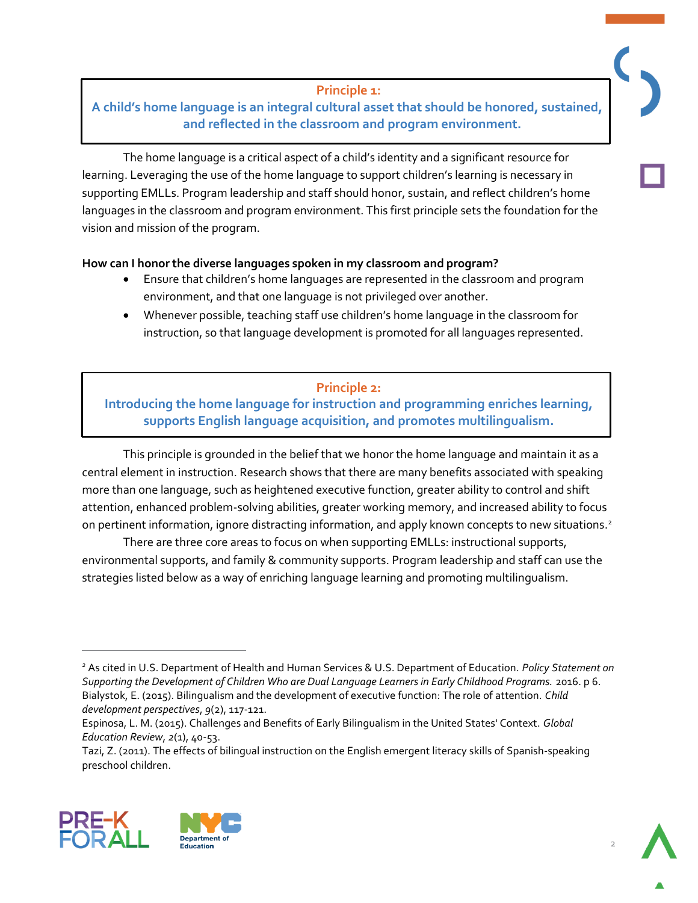## Principle 1: A child's home language is an integral cultural asset that should be honored, sustained, and reflected in the classroom and program environment.

The home language is a critical aspect of a child's identity and a significant resource for learning. Leveraging the use of the home language to support children's learning is necessary in supporting EMLLs. Program leadership and staff should honor, sustain, and reflect children's home languages in the classroom and program environment. This first principle sets the foundation for the vision and mission of the program.

**How can I honor the diverse languages spoken in my classroom and program?**

- Ensure that children's home languages are represented in the classroom and program environment, and that one language is not privileged over another.
- Whenever possible, teaching staff use children's home language in the classroom for instruction, so that language development is promoted for all languages represented.

## Principle 2: Introducing the home language for instruction and programming enriches learning, supports English language acquisition, and promotes multilingualism.

This principle is grounded in the belief that we honor the home language and maintain it as a central element in instruction. Research shows that there are many benefits associated with speaking more than one language, such as heightened executive function, greater ability to control and shift attention, enhanced problem-solving abilities, greater working memory, and increased ability to focus on pertinent information, ignore distracting information, and apply known concepts to new situations.[2]

There are three core areas to focus on when supporting EMLLs: instructional supports, environmental supports, and family & community supports. Program leadership and staff can use the strategies listed below as a way of enriching language learning and promoting multilingualism.

---

[2] As cited in U.S. Department of Health and Human Services & U.S. Department of Education. *Policy Statement on Supporting the Development of Children Who are Dual Language Learners in Early Childhood Programs.* 2016. p 6.
Bialystok, E. (2015). Bilingualism and the development of executive function: The role of attention. *Child development perspectives*, *9*(2), 117-121.
Espinosa, L. M. (2015). Challenges and Benefits of Early Bilingualism in the United States' Context. *Global Education Review*, *2*(1), 40-53.
Tazi, Z. (2011). The effects of bilingual instruction on the English emergent literacy skills of Spanish-speaking preschool children.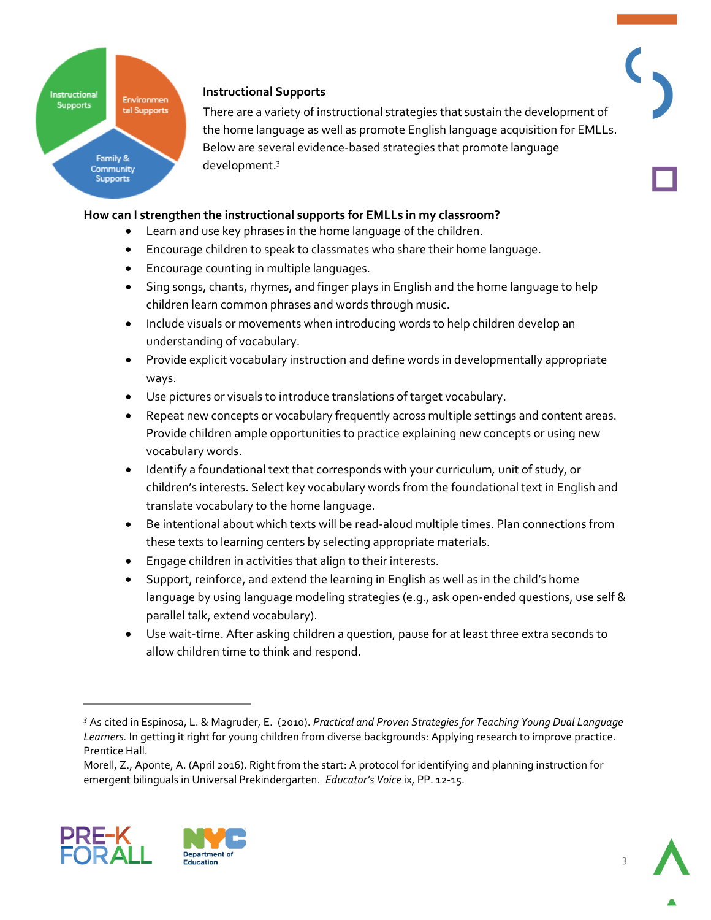### Instructional Supports

There are a variety of instructional strategies that sustain the development of the home language as well as promote English language acquisition for EMLLs. Below are several evidence-based strategies that promote language development.[3]

**How can I strengthen the instructional supports for EMLLs in my classroom?**

- Learn and use key phrases in the home language of the children.
- Encourage children to speak to classmates who share their home language.
- Encourage counting in multiple languages.
- Sing songs, chants, rhymes, and finger plays in English and the home language to help children learn common phrases and words through music.
- Include visuals or movements when introducing words to help children develop an understanding of vocabulary.
- Provide explicit vocabulary instruction and define words in developmentally appropriate ways.
- Use pictures or visuals to introduce translations of target vocabulary.
- Repeat new concepts or vocabulary frequently across multiple settings and content areas. Provide children ample opportunities to practice explaining new concepts or using new vocabulary words.
- Identify a foundational text that corresponds with your curriculum, unit of study, or children's interests. Select key vocabulary words from the foundational text in English and translate vocabulary to the home language.
- Be intentional about which texts will be read-aloud multiple times. Plan connections from these texts to learning centers by selecting appropriate materials.
- Engage children in activities that align to their interests.
- Support, reinforce, and extend the learning in English as well as in the child's home language by using language modeling strategies (e.g., ask open-ended questions, use self & parallel talk, extend vocabulary).
- Use wait-time. After asking children a question, pause for at least three extra seconds to allow children time to think and respond.

---

[3] As cited in Espinosa, L. & Magruder, E. (2010). *Practical and Proven Strategies for Teaching Young Dual Language Learners.* In getting it right for young children from diverse backgrounds: Applying research to improve practice. Prentice Hall.
Morell, Z., Aponte, A. (April 2016). Right from the start: A protocol for identifying and planning instruction for emergent bilinguals in Universal Prekindergarten. *Educator's Voice* ix, PP. 12-15.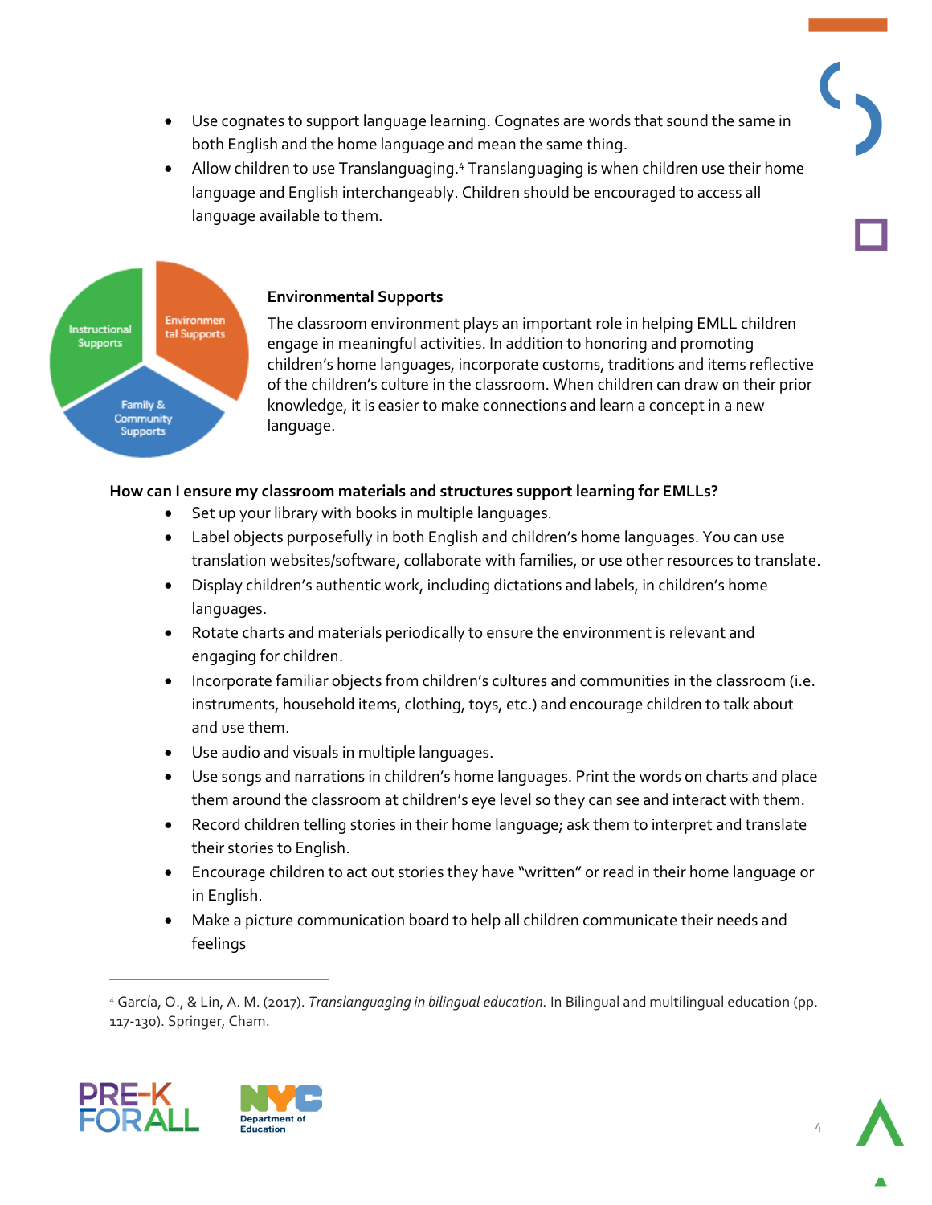- Use cognates to support language learning. Cognates are words that sound the same in both English and the home language and mean the same thing.
- Allow children to use Translanguaging.[4] Translanguaging is when children use their home language and English interchangeably. Children should be encouraged to access all language available to them.

### Environmental Supports

The classroom environment plays an important role in helping EMLL children engage in meaningful activities. In addition to honoring and promoting children's home languages, incorporate customs, traditions and items reflective of the children's culture in the classroom. When children can draw on their prior knowledge, it is easier to make connections and learn a concept in a new language.

**How can I ensure my classroom materials and structures support learning for EMLLs?**

- Set up your library with books in multiple languages.
- Label objects purposefully in both English and children's home languages. You can use translation websites/software, collaborate with families, or use other resources to translate.
- Display children's authentic work, including dictations and labels, in children's home languages.
- Rotate charts and materials periodically to ensure the environment is relevant and engaging for children.
- Incorporate familiar objects from children's cultures and communities in the classroom (i.e. instruments, household items, clothing, toys, etc.) and encourage children to talk about and use them.
- Use audio and visuals in multiple languages.
- Use songs and narrations in children's home languages. Print the words on charts and place them around the classroom at children's eye level so they can see and interact with them.
- Record children telling stories in their home language; ask them to interpret and translate their stories to English.
- Encourage children to act out stories they have "written" or read in their home language or in English.
- Make a picture communication board to help all children communicate their needs and feelings

---

[4] García, O., & Lin, A. M. (2017). *Translanguaging in bilingual education.* In Bilingual and multilingual education (pp. 117-130). Springer, Cham.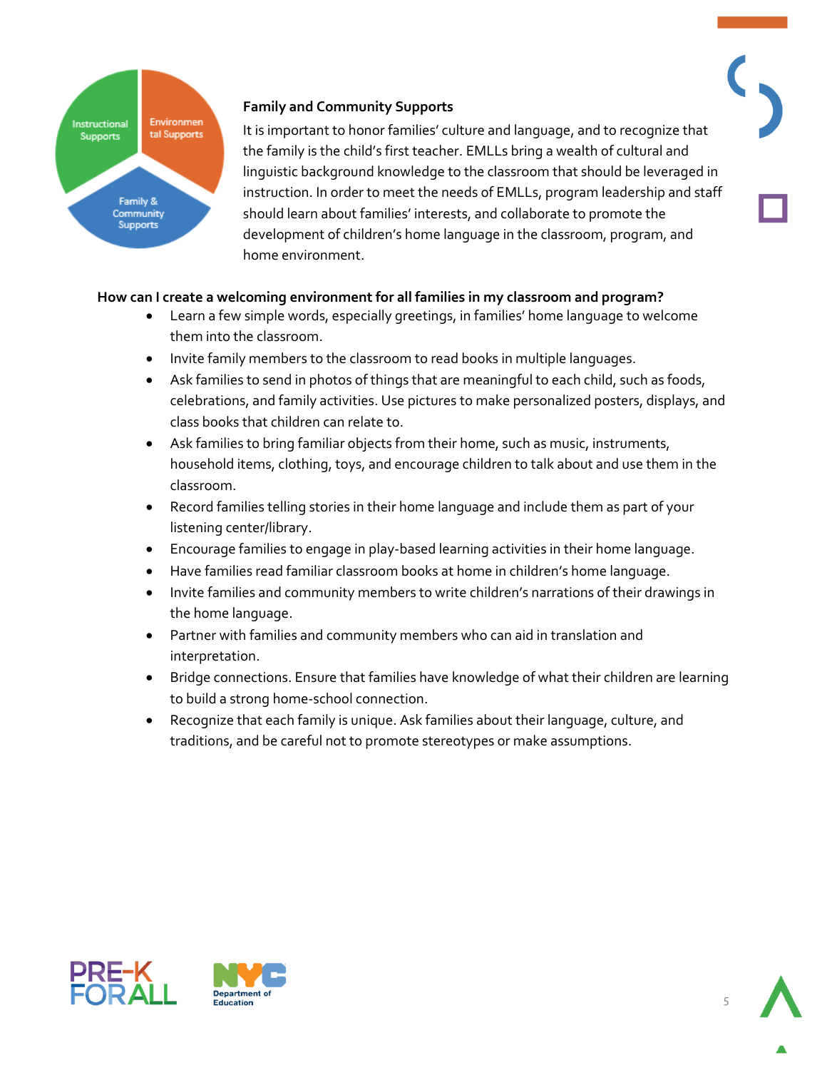## Family and Community Supports

It is important to honor families' culture and language, and to recognize that the family is the child's first teacher. EMLLs bring a wealth of cultural and linguistic background knowledge to the classroom that should be leveraged in instruction. In order to meet the needs of EMLLs, program leadership and staff should learn about families' interests, and collaborate to promote the development of children's home language in the classroom, program, and home environment.

**How can I create a welcoming environment for all families in my classroom and program?**

- Learn a few simple words, especially greetings, in families' home language to welcome them into the classroom.
- Invite family members to the classroom to read books in multiple languages.
- Ask families to send in photos of things that are meaningful to each child, such as foods, celebrations, and family activities. Use pictures to make personalized posters, displays, and class books that children can relate to.
- Ask families to bring familiar objects from their home, such as music, instruments, household items, clothing, toys, and encourage children to talk about and use them in the classroom.
- Record families telling stories in their home language and include them as part of your listening center/library.
- Encourage families to engage in play-based learning activities in their home language.
- Have families read familiar classroom books at home in children's home language.
- Invite families and community members to write children's narrations of their drawings in the home language.
- Partner with families and community members who can aid in translation and interpretation.
- Bridge connections. Ensure that families have knowledge of what their children are learning to build a strong home-school connection.
- Recognize that each family is unique. Ask families about their language, culture, and traditions, and be careful not to promote stereotypes or make assumptions.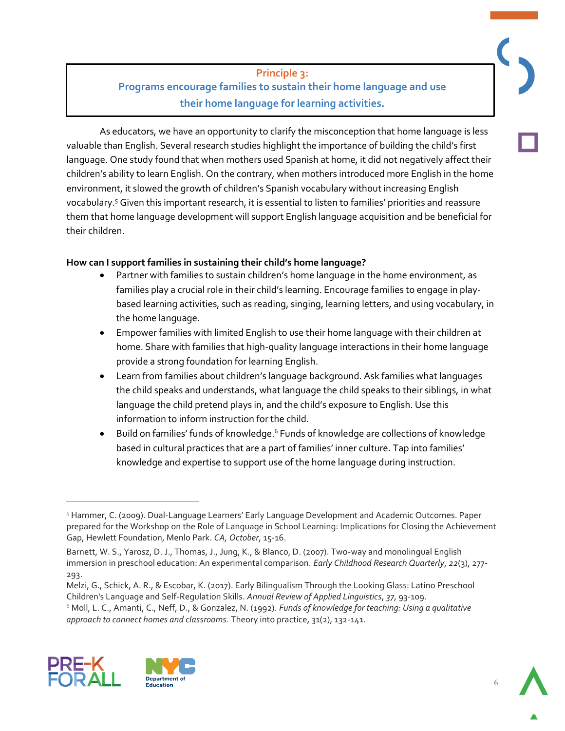## Principle 3: Programs encourage families to sustain their home language and use their home language for learning activities.

As educators, we have an opportunity to clarify the misconception that home language is less valuable than English. Several research studies highlight the importance of building the child's first language. One study found that when mothers used Spanish at home, it did not negatively affect their children's ability to learn English. On the contrary, when mothers introduced more English in the home environment, it slowed the growth of children's Spanish vocabulary without increasing English vocabulary.[5] Given this important research, it is essential to listen to families' priorities and reassure them that home language development will support English language acquisition and be beneficial for their children.

**How can I support families in sustaining their child's home language?**

- Partner with families to sustain children's home language in the home environment, as families play a crucial role in their child's learning. Encourage families to engage in play-based learning activities, such as reading, singing, learning letters, and using vocabulary, in the home language.
- Empower families with limited English to use their home language with their children at home. Share with families that high-quality language interactions in their home language provide a strong foundation for learning English.
- Learn from families about children's language background. Ask families what languages the child speaks and understands, what language the child speaks to their siblings, in what language the child pretend plays in, and the child's exposure to English. Use this information to inform instruction for the child.
- Build on families' funds of knowledge.[6] Funds of knowledge are collections of knowledge based in cultural practices that are a part of families' inner culture. Tap into families' knowledge and expertise to support use of the home language during instruction.

---

[5] Hammer, C. (2009). Dual-Language Learners' Early Language Development and Academic Outcomes. Paper prepared for the Workshop on the Role of Language in School Learning: Implications for Closing the Achievement Gap, Hewlett Foundation, Menlo Park. *CA, October*, 15-16.

Barnett, W. S., Yarosz, D. J., Thomas, J., Jung, K., & Blanco, D. (2007). Two-way and monolingual English immersion in preschool education: An experimental comparison. *Early Childhood Research Quarterly*, *22*(3), 277-293.

Melzi, G., Schick, A. R., & Escobar, K. (2017). Early Bilingualism Through the Looking Glass: Latino Preschool Children's Language and Self-Regulation Skills. *Annual Review of Applied Linguistics*, *37*, 93-109.

[6] Moll, L. C., Amanti, C., Neff, D., & Gonzalez, N. (1992). *Funds of knowledge for teaching: Using a qualitative approach to connect homes and classrooms.* Theory into practice, 31(2), 132-141.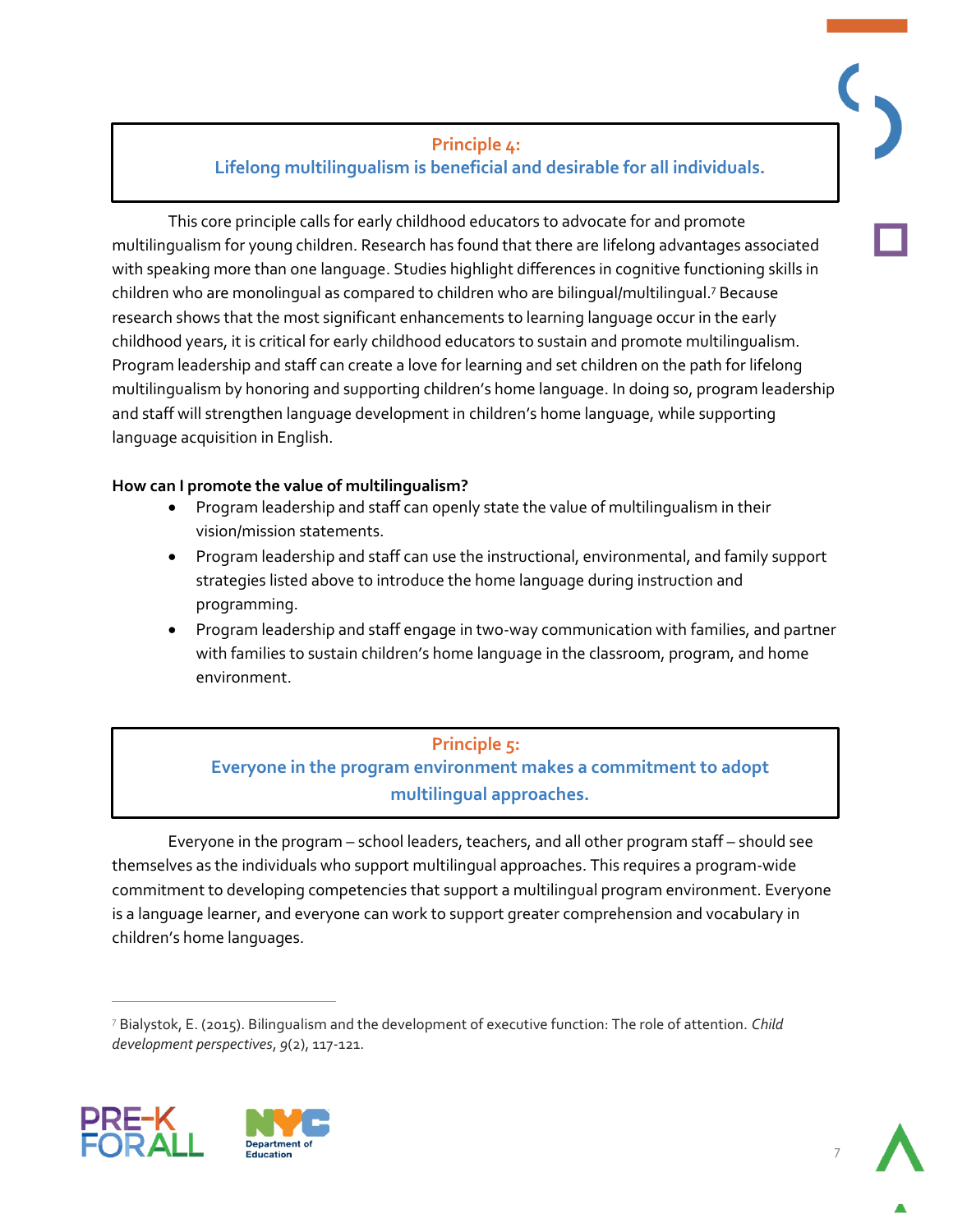## Principle 4:
## Lifelong multilingualism is beneficial and desirable for all individuals.

This core principle calls for early childhood educators to advocate for and promote multilingualism for young children. Research has found that there are lifelong advantages associated with speaking more than one language. Studies highlight differences in cognitive functioning skills in children who are monolingual as compared to children who are bilingual/multilingual.[7] Because research shows that the most significant enhancements to learning language occur in the early childhood years, it is critical for early childhood educators to sustain and promote multilingualism. Program leadership and staff can create a love for learning and set children on the path for lifelong multilingualism by honoring and supporting children's home language. In doing so, program leadership and staff will strengthen language development in children's home language, while supporting language acquisition in English.

**How can I promote the value of multilingualism?**

- Program leadership and staff can openly state the value of multilingualism in their vision/mission statements.
- Program leadership and staff can use the instructional, environmental, and family support strategies listed above to introduce the home language during instruction and programming.
- Program leadership and staff engage in two-way communication with families, and partner with families to sustain children's home language in the classroom, program, and home environment.

## Principle 5:
## Everyone in the program environment makes a commitment to adopt multilingual approaches.

Everyone in the program – school leaders, teachers, and all other program staff – should see themselves as the individuals who support multilingual approaches. This requires a program-wide commitment to developing competencies that support a multilingual program environment. Everyone is a language learner, and everyone can work to support greater comprehension and vocabulary in children's home languages.

[7] Bialystok, E. (2015). Bilingualism and the development of executive function: The role of attention. *Child development perspectives*, *9*(2), 117-121.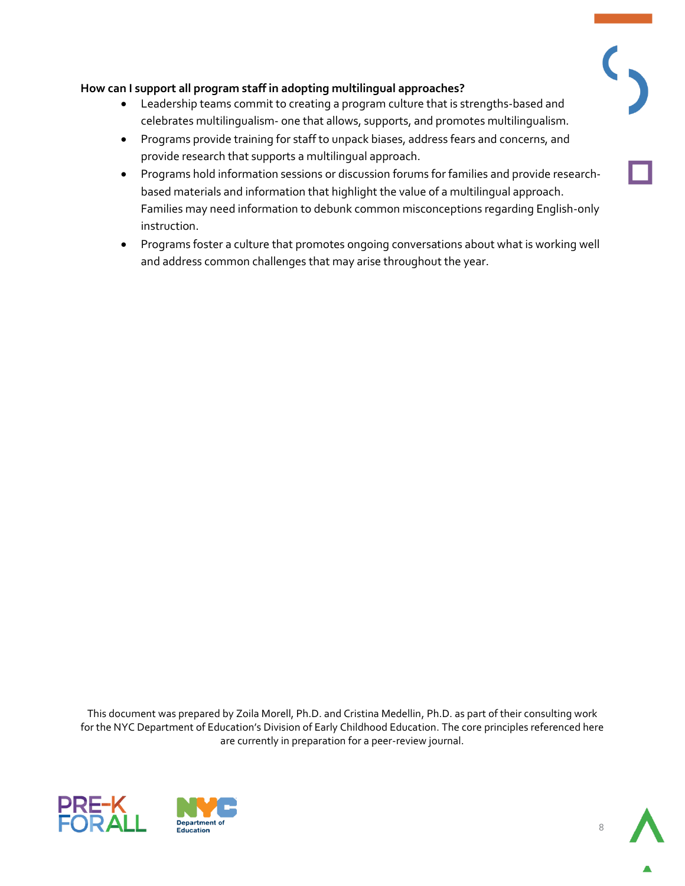**How can I support all program staff in adopting multilingual approaches?**

- Leadership teams commit to creating a program culture that is strengths-based and celebrates multilingualism- one that allows, supports, and promotes multilingualism.
- Programs provide training for staff to unpack biases, address fears and concerns, and provide research that supports a multilingual approach.
- Programs hold information sessions or discussion forums for families and provide research-based materials and information that highlight the value of a multilingual approach. Families may need information to debunk common misconceptions regarding English-only instruction.
- Programs foster a culture that promotes ongoing conversations about what is working well and address common challenges that may arise throughout the year.

This document was prepared by Zoila Morell, Ph.D. and Cristina Medellin, Ph.D. as part of their consulting work for the NYC Department of Education's Division of Early Childhood Education. The core principles referenced here are currently in preparation for a peer-review journal.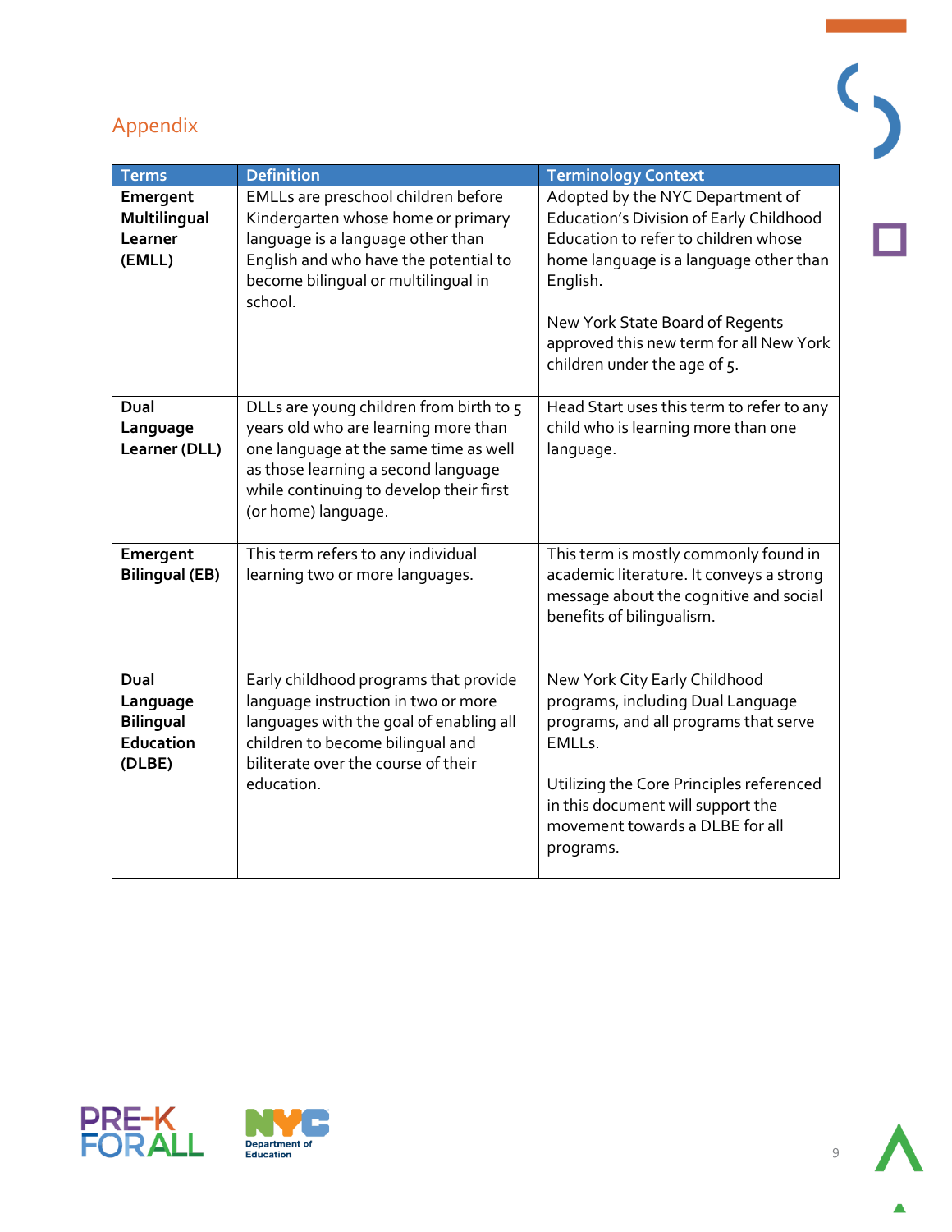## Appendix

| Terms | Definition | Terminology Context |
| --- | --- | --- |
| **Emergent Multilingual Learner (EMLL)** | EMLLs are preschool children before Kindergarten whose home or primary language is a language other than English and who have the potential to become bilingual or multilingual in school. | Adopted by the NYC Department of Education's Division of Early Childhood Education to refer to children whose home language is a language other than English.<br><br>New York State Board of Regents approved this new term for all New York children under the age of 5. |
| **Dual Language Learner (DLL)** | DLLs are young children from birth to 5 years old who are learning more than one language at the same time as well as those learning a second language while continuing to develop their first (or home) language. | Head Start uses this term to refer to any child who is learning more than one language. |
| **Emergent Bilingual (EB)** | This term refers to any individual learning two or more languages. | This term is mostly commonly found in academic literature. It conveys a strong message about the cognitive and social benefits of bilingualism. |
| **Dual Language Bilingual Education (DLBE)** | Early childhood programs that provide language instruction in two or more languages with the goal of enabling all children to become bilingual and biliterate over the course of their education. | New York City Early Childhood programs, including Dual Language programs, and all programs that serve EMLLs.<br><br>Utilizing the Core Principles referenced in this document will support the movement towards a DLBE for all programs. |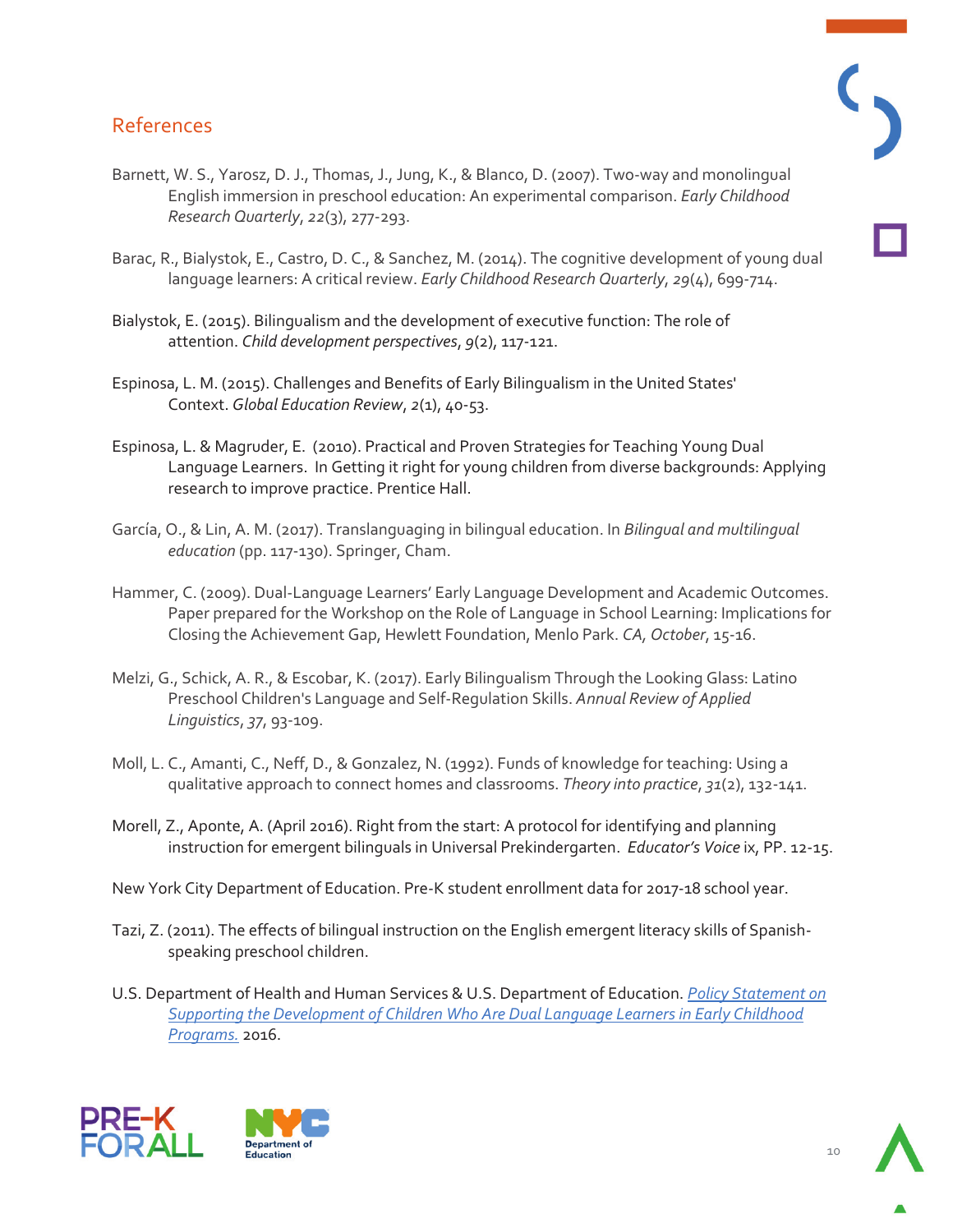## References

Barnett, W. S., Yarosz, D. J., Thomas, J., Jung, K., & Blanco, D. (2007). Two-way and monolingual English immersion in preschool education: An experimental comparison. *Early Childhood Research Quarterly*, *22*(3), 277-293.

Barac, R., Bialystok, E., Castro, D. C., & Sanchez, M. (2014). The cognitive development of young dual language learners: A critical review. *Early Childhood Research Quarterly*, *29*(4), 699-714.

Bialystok, E. (2015). Bilingualism and the development of executive function: The role of attention. *Child development perspectives*, *9*(2), 117-121.

Espinosa, L. M. (2015). Challenges and Benefits of Early Bilingualism in the United States' Context. *Global Education Review*, *2*(1), 40-53.

Espinosa, L. & Magruder, E. (2010). Practical and Proven Strategies for Teaching Young Dual Language Learners. In Getting it right for young children from diverse backgrounds: Applying research to improve practice. Prentice Hall.

García, O., & Lin, A. M. (2017). Translanguaging in bilingual education. In *Bilingual and multilingual education* (pp. 117-130). Springer, Cham.

Hammer, C. (2009). Dual-Language Learners' Early Language Development and Academic Outcomes. Paper prepared for the Workshop on the Role of Language in School Learning: Implications for Closing the Achievement Gap, Hewlett Foundation, Menlo Park. *CA, October*, 15-16.

Melzi, G., Schick, A. R., & Escobar, K. (2017). Early Bilingualism Through the Looking Glass: Latino Preschool Children's Language and Self-Regulation Skills. *Annual Review of Applied Linguistics*, *37*, 93-109.

Moll, L. C., Amanti, C., Neff, D., & Gonzalez, N. (1992). Funds of knowledge for teaching: Using a qualitative approach to connect homes and classrooms. *Theory into practice*, *31*(2), 132-141.

Morell, Z., Aponte, A. (April 2016). Right from the start: A protocol for identifying and planning instruction for emergent bilinguals in Universal Prekindergarten. *Educator's Voice* ix, PP. 12-15.

New York City Department of Education. Pre-K student enrollment data for 2017-18 school year.

Tazi, Z. (2011). The effects of bilingual instruction on the English emergent literacy skills of Spanish-speaking preschool children.

U.S. Department of Health and Human Services & U.S. Department of Education. Policy Statement on Supporting the Development of Children Who Are Dual Language Learners in Early Childhood Programs. 2016.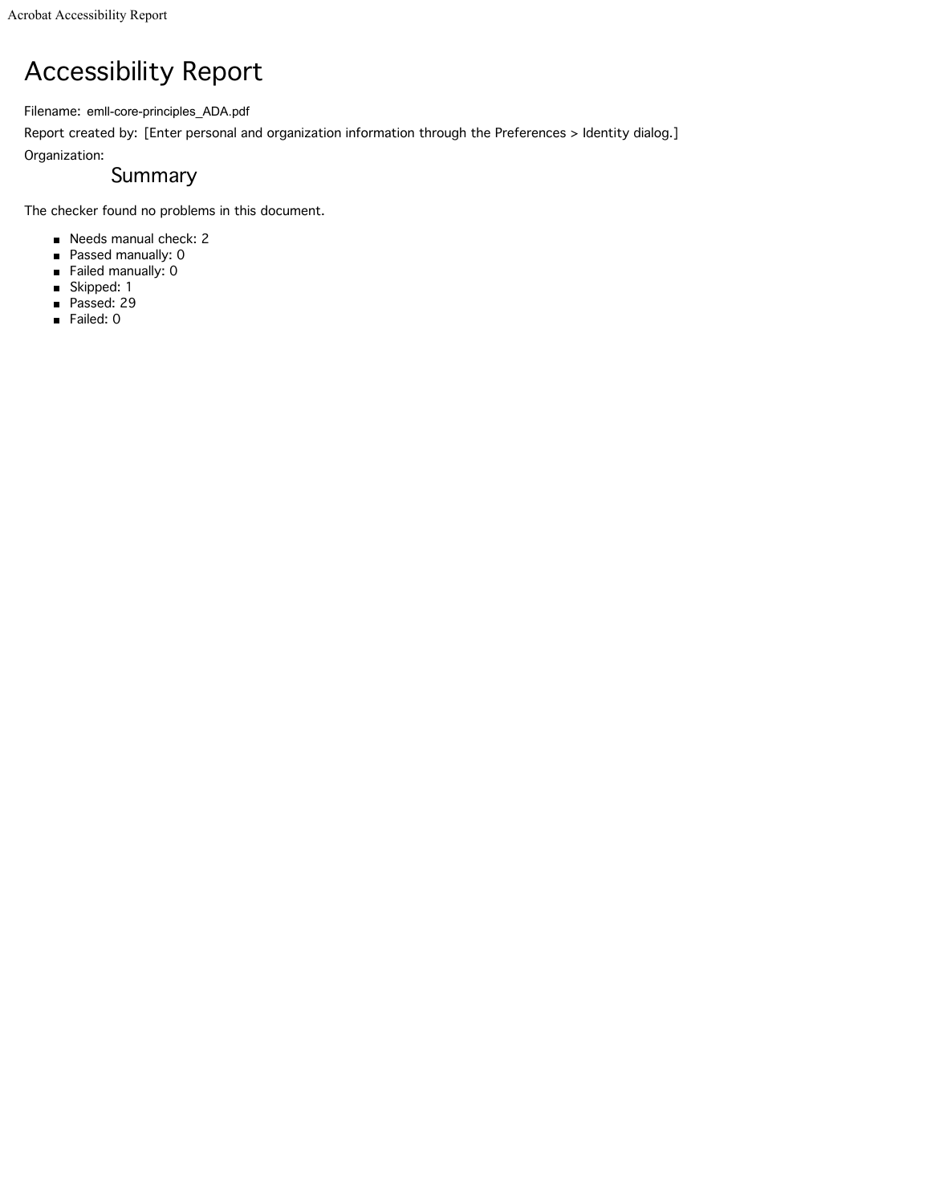# Accessibility Report

Filename: emll-core-principles_ADA.pdf

Report created by: [Enter personal and organization information through the Preferences > Identity dialog.]

Organization:

## Summary

The checker found no problems in this document.

- Needs manual check: 2
- Passed manually: 0
- Failed manually: 0
- Skipped: 1
- Passed: 29
- Failed: 0